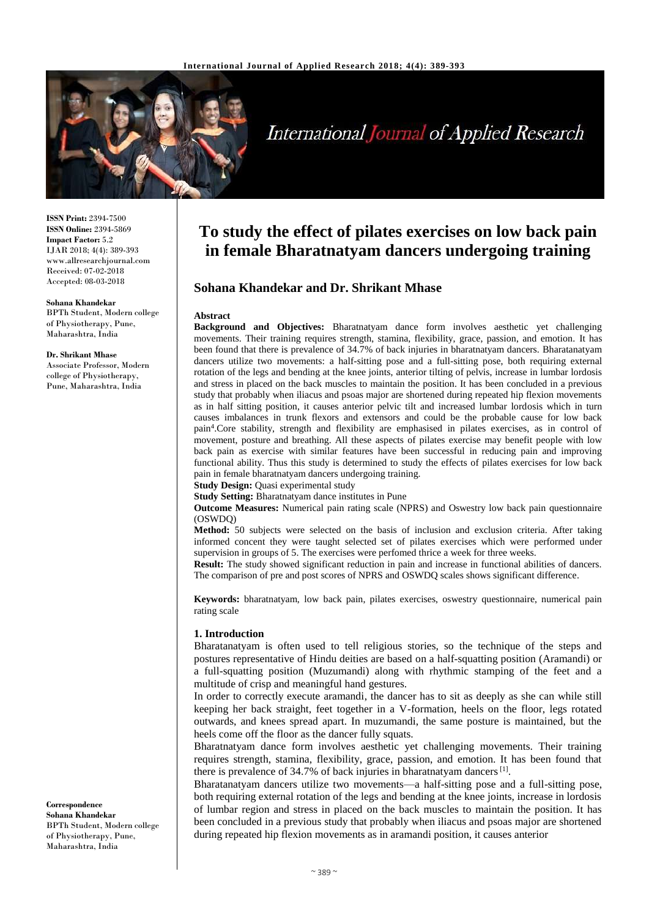**ISSN Print:** 2394-7500
**ISSN Online:** 2394-5869
**Impact Factor:** 5.2
IJAR 2018; 4(4): 389-393
www.allresearchjournal.com
Received: 07-02-2018
Accepted: 08-03-2018

**Sohana Khandekar**
BPTh Student, Modern college of Physiotherapy, Pune, Maharashtra, India

**Dr. Shrikant Mhase**
Associate Professor, Modern college of Physiotherapy, Pune, Maharashtra, India

**Correspondence**
**Sohana Khandekar**
BPTh Student, Modern college of Physiotherapy, Pune, Maharashtra, India

# To study the effect of pilates exercises on low back pain in female Bharatnatyam dancers undergoing training

## Sohana Khandekar and Dr. Shrikant Mhase

### Abstract

**Background and Objectives:** Bharatnatyam dance form involves aesthetic yet challenging movements. Their training requires strength, stamina, flexibility, grace, passion, and emotion. It has been found that there is prevalence of 34.7% of back injuries in bharatnatyam dancers. Bharatanatyam dancers utilize two movements: a half-sitting pose and a full-sitting pose, both requiring external rotation of the legs and bending at the knee joints, anterior tilting of pelvis, increase in lumbar lordosis and stress in placed on the back muscles to maintain the position. It has been concluded in a previous study that probably when iliacus and psoas major are shortened during repeated hip flexion movements as in half sitting position, it causes anterior pelvic tilt and increased lumbar lordosis which in turn causes imbalances in trunk flexors and extensors and could be the probable cause for low back pain[4].Core stability, strength and flexibility are emphasised in pilates exercises, as in control of movement, posture and breathing. All these aspects of pilates exercise may benefit people with low back pain as exercise with similar features have been successful in reducing pain and improving functional ability. Thus this study is determined to study the effects of pilates exercises for low back pain in female bharatnatyam dancers undergoing training.

**Study Design:** Quasi experimental study

**Study Setting:** Bharatnatyam dance institutes in Pune

**Outcome Measures:** Numerical pain rating scale (NPRS) and Oswestry low back pain questionnaire (OSWDQ)

**Method:** 50 subjects were selected on the basis of inclusion and exclusion criteria. After taking informed concent they were taught selected set of pilates exercises which were performed under supervision in groups of 5. The exercises were perfomed thrice a week for three weeks.

**Result:** The study showed significant reduction in pain and increase in functional abilities of dancers. The comparison of pre and post scores of NPRS and OSWDQ scales shows significant difference.

**Keywords:** bharatnatyam, low back pain, pilates exercises, oswestry questionnaire, numerical pain rating scale

### 1. Introduction

Bharatanatyam is often used to tell religious stories, so the technique of the steps and postures representative of Hindu deities are based on a half-squatting position (Aramandi) or a full-squatting position (Muzumandi) along with rhythmic stamping of the feet and a multitude of crisp and meaningful hand gestures.

In order to correctly execute aramandi, the dancer has to sit as deeply as she can while still keeping her back straight, feet together in a V-formation, heels on the floor, legs rotated outwards, and knees spread apart. In muzumandi, the same posture is maintained, but the heels come off the floor as the dancer fully squats.

Bharatnatyam dance form involves aesthetic yet challenging movements. Their training requires strength, stamina, flexibility, grace, passion, and emotion. It has been found that there is prevalence of 34.7% of back injuries in bharatnatyam dancers [1].

Bharatanatyam dancers utilize two movements—a half-sitting pose and a full-sitting pose, both requiring external rotation of the legs and bending at the knee joints, increase in lordosis of lumbar region and stress in placed on the back muscles to maintain the position. It has been concluded in a previous study that probably when iliacus and psoas major are shortened during repeated hip flexion movements as in aramandi position, it causes anterior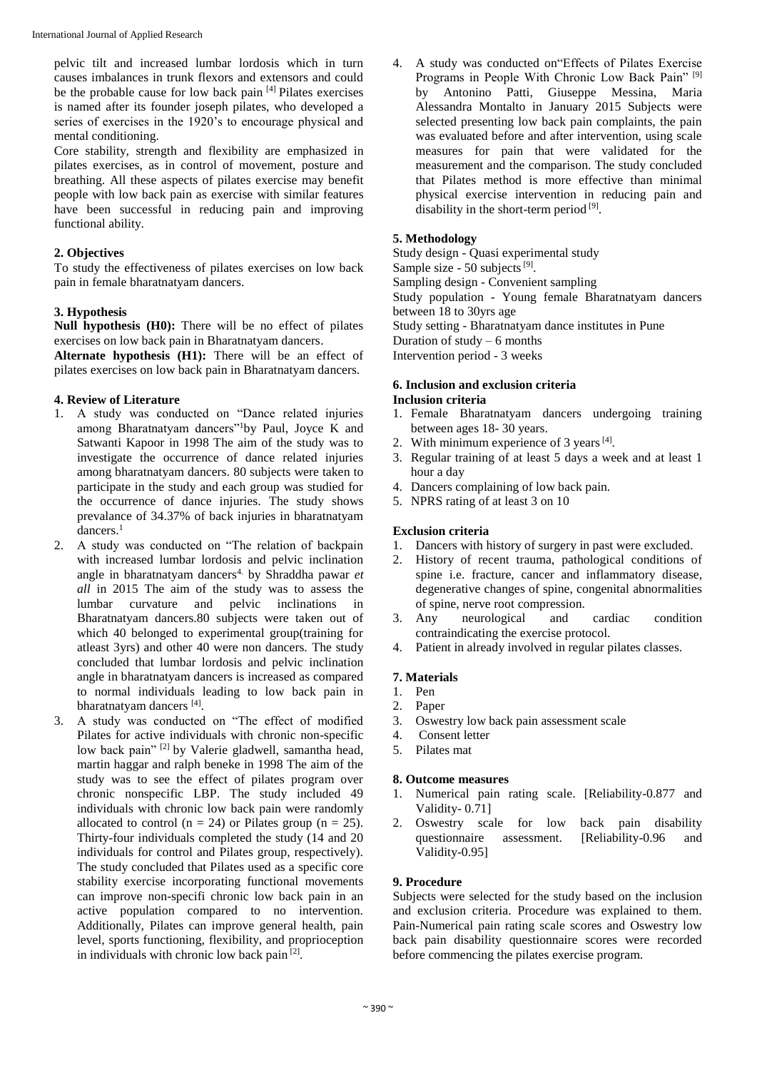pelvic tilt and increased lumbar lordosis which in turn causes imbalances in trunk flexors and extensors and could be the probable cause for low back pain [4] Pilates exercises is named after its founder joseph pilates, who developed a series of exercises in the 1920's to encourage physical and mental conditioning.

Core stability, strength and flexibility are emphasized in pilates exercises, as in control of movement, posture and breathing. All these aspects of pilates exercise may benefit people with low back pain as exercise with similar features have been successful in reducing pain and improving functional ability.

## 2. Objectives

To study the effectiveness of pilates exercises on low back pain in female bharatnatyam dancers.

## 3. Hypothesis

**Null hypothesis (H0):** There will be no effect of pilates exercises on low back pain in Bharatnatyam dancers.

**Alternate hypothesis (H1):** There will be an effect of pilates exercises on low back pain in Bharatnatyam dancers.

## 4. Review of Literature

1. A study was conducted on "Dance related injuries among Bharatnatyam dancers"[1]by Paul, Joyce K and Satwanti Kapoor in 1998 The aim of the study was to investigate the occurrence of dance related injuries among bharatnatyam dancers. 80 subjects were taken to participate in the study and each group was studied for the occurrence of dance injuries. The study shows prevalance of 34.37% of back injuries in bharatnatyam dancers.[1]
2. A study was conducted on "The relation of backpain with increased lumbar lordosis and pelvic inclination angle in bharatnatyam dancers[4.] by Shraddha pawar *et all* in 2015 The aim of the study was to assess the lumbar curvature and pelvic inclinations in Bharatnatyam dancers.80 subjects were taken out of which 40 belonged to experimental group(training for atleast 3yrs) and other 40 were non dancers. The study concluded that lumbar lordosis and pelvic inclination angle in bharatnatyam dancers is increased as compared to normal individuals leading to low back pain in bharatnatyam dancers [4].
3. A study was conducted on "The effect of modified Pilates for active individuals with chronic non-specific low back pain" [2] by Valerie gladwell, samantha head, martin haggar and ralph beneke in 1998 The aim of the study was to see the effect of pilates program over chronic nonspecific LBP. The study included 49 individuals with chronic low back pain were randomly allocated to control ($n = 24$) or Pilates group ($n = 25$). Thirty-four individuals completed the study (14 and 20 individuals for control and Pilates group, respectively). The study concluded that Pilates used as a specific core stability exercise incorporating functional movements can improve non-specifi chronic low back pain in an active population compared to no intervention. Additionally, Pilates can improve general health, pain level, sports functioning, flexibility, and proprioception in individuals with chronic low back pain [2].
4. A study was conducted on"Effects of Pilates Exercise Programs in People With Chronic Low Back Pain" [9] by Antonino Patti, Giuseppe Messina, Maria Alessandra Montalto in January 2015 Subjects were selected presenting low back pain complaints, the pain was evaluated before and after intervention, using scale measures for pain that were validated for the measurement and the comparison. The study concluded that Pilates method is more effective than minimal physical exercise intervention in reducing pain and disability in the short-term period [9].

## 5. Methodology

Study design - Quasi experimental study
Sample size - 50 subjects [9].
Sampling design - Convenient sampling
Study population - Young female Bharatnatyam dancers between 18 to 30yrs age
Study setting - Bharatnatyam dance institutes in Pune
Duration of study – 6 months
Intervention period - 3 weeks

## 6. Inclusion and exclusion criteria

### Inclusion criteria

1. Female Bharatnatyam dancers undergoing training between ages 18- 30 years.
2. With minimum experience of 3 years [4].
3. Regular training of at least 5 days a week and at least 1 hour a day
4. Dancers complaining of low back pain.
5. NPRS rating of at least 3 on 10

### Exclusion criteria

1. Dancers with history of surgery in past were excluded.
2. History of recent trauma, pathological conditions of spine i.e. fracture, cancer and inflammatory disease, degenerative changes of spine, congenital abnormalities of spine, nerve root compression.
3. Any neurological and cardiac condition contraindicating the exercise protocol.
4. Patient in already involved in regular pilates classes.

## 7. Materials

1. Pen
2. Paper
3. Oswestry low back pain assessment scale
4. Consent letter
5. Pilates mat

## 8. Outcome measures

1. Numerical pain rating scale. [Reliability-0.877 and Validity- 0.71]
2. Oswestry scale for low back pain disability questionnaire assessment. [Reliability-0.96 and Validity-0.95]

## 9. Procedure

Subjects were selected for the study based on the inclusion and exclusion criteria. Procedure was explained to them. Pain-Numerical pain rating scale scores and Oswestry low back pain disability questionnaire scores were recorded before commencing the pilates exercise program.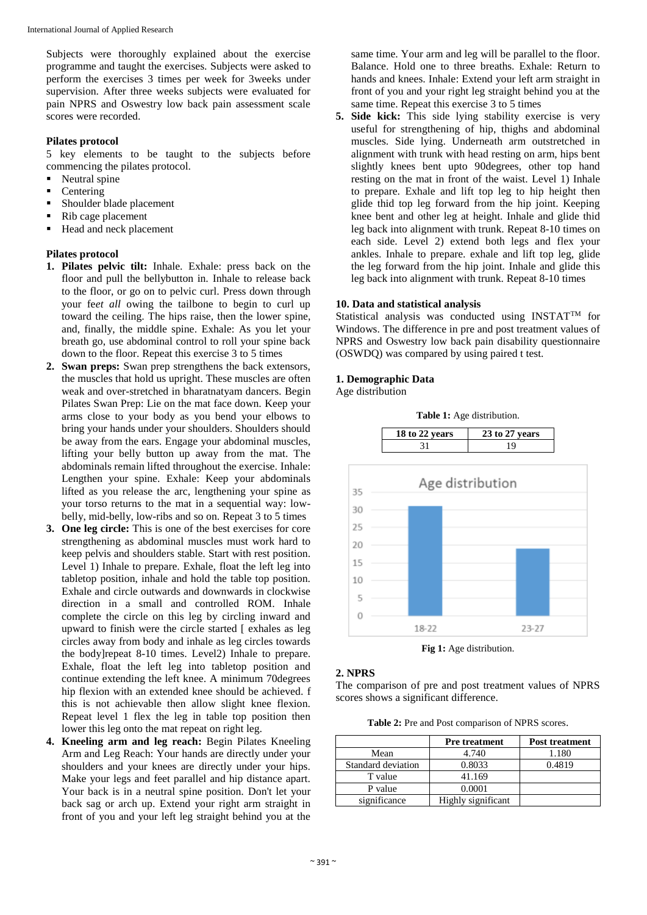Subjects were thoroughly explained about the exercise programme and taught the exercises. Subjects were asked to perform the exercises 3 times per week for 3weeks under supervision. After three weeks subjects were evaluated for pain NPRS and Oswestry low back pain assessment scale scores were recorded.

**Pilates protocol**

5 key elements to be taught to the subjects before commencing the pilates protocol.

- Neutral spine
- Centering
- Shoulder blade placement
- Rib cage placement
- Head and neck placement

**Pilates protocol**

1. **Pilates pelvic tilt:** Inhale. Exhale: press back on the floor and pull the bellybutton in. Inhale to release back to the floor, or go on to pelvic curl. Press down through your fe*et all* owing the tailbone to begin to curl up toward the ceiling. The hips raise, then the lower spine, and, finally, the middle spine. Exhale: As you let your breath go, use abdominal control to roll your spine back down to the floor. Repeat this exercise 3 to 5 times
2. **Swan preps:** Swan prep strengthens the back extensors, the muscles that hold us upright. These muscles are often weak and over-stretched in bharatnatyam dancers. Begin Pilates Swan Prep: Lie on the mat face down. Keep your arms close to your body as you bend your elbows to bring your hands under your shoulders. Shoulders should be away from the ears. Engage your abdominal muscles, lifting your belly button up away from the mat. The abdominals remain lifted throughout the exercise. Inhale: Lengthen your spine. Exhale: Keep your abdominals lifted as you release the arc, lengthening your spine as your torso returns to the mat in a sequential way: low-belly, mid-belly, low-ribs and so on. Repeat 3 to 5 times
3. **One leg circle:** This is one of the best exercises for core strengthening as abdominal muscles must work hard to keep pelvis and shoulders stable. Start with rest position. Level 1) Inhale to prepare. Exhale, float the left leg into tabletop position, inhale and hold the table top position. Exhale and circle outwards and downwards in clockwise direction in a small and controlled ROM. Inhale complete the circle on this leg by circling inward and upward to finish were the circle started [ exhales as leg circles away from body and inhale as leg circles towards the body]repeat 8-10 times. Level2) Inhale to prepare. Exhale, float the left leg into tabletop position and continue extending the left knee. A minimum 70degrees hip flexion with an extended knee should be achieved. f this is not achievable then allow slight knee flexion. Repeat level 1 flex the leg in table top position then lower this leg onto the mat repeat on right leg.
4. **Kneeling arm and leg reach:** Begin Pilates Kneeling Arm and Leg Reach: Your hands are directly under your shoulders and your knees are directly under your hips. Make your legs and feet parallel and hip distance apart. Your back is in a neutral spine position. Don't let your back sag or arch up. Extend your right arm straight in front of you and your left leg straight behind you at the same time. Your arm and leg will be parallel to the floor. Balance. Hold one to three breaths. Exhale: Return to hands and knees. Inhale: Extend your left arm straight in front of you and your right leg straight behind you at the same time. Repeat this exercise 3 to 5 times
5. **Side kick:** This side lying stability exercise is very useful for strengthening of hip, thighs and abdominal muscles. Side lying. Underneath arm outstretched in alignment with trunk with head resting on arm, hips bent slightly knees bent upto 90degrees, other top hand resting on the mat in front of the waist. Level 1) Inhale to prepare. Exhale and lift top leg to hip height then glide thid top leg forward from the hip joint. Keeping knee bent and other leg at height. Inhale and glide thid leg back into alignment with trunk. Repeat 8-10 times on each side. Level 2) extend both legs and flex your ankles. Inhale to prepare. exhale and lift top leg, glide the leg forward from the hip joint. Inhale and glide this leg back into alignment with trunk. Repeat 8-10 times

**10. Data and statistical analysis**

Statistical analysis was conducted using INSTAT$^{TM}$ for Windows. The difference in pre and post treatment values of NPRS and Oswestry low back pain disability questionnaire (OSWDQ) was compared by using paired t test.

**1. Demographic Data**

Age distribution

**Table 1:** Age distribution.

| 18 to 22 years | 23 to 27 years |
|---|---|
| 31 | 19 |

**Fig 1:** Age distribution.

**2. NPRS**

The comparison of pre and post treatment values of NPRS scores shows a significant difference.

**Table 2:** Pre and Post comparison of NPRS scores.

| | Pre treatment | Post treatment |
|---|---|---|
| Mean | 4.740 | 1.180 |
| Standard deviation | 0.8033 | 0.4819 |
| T value | 41.169 | |
| P value | 0.0001 | |
| significance | Highly significant | |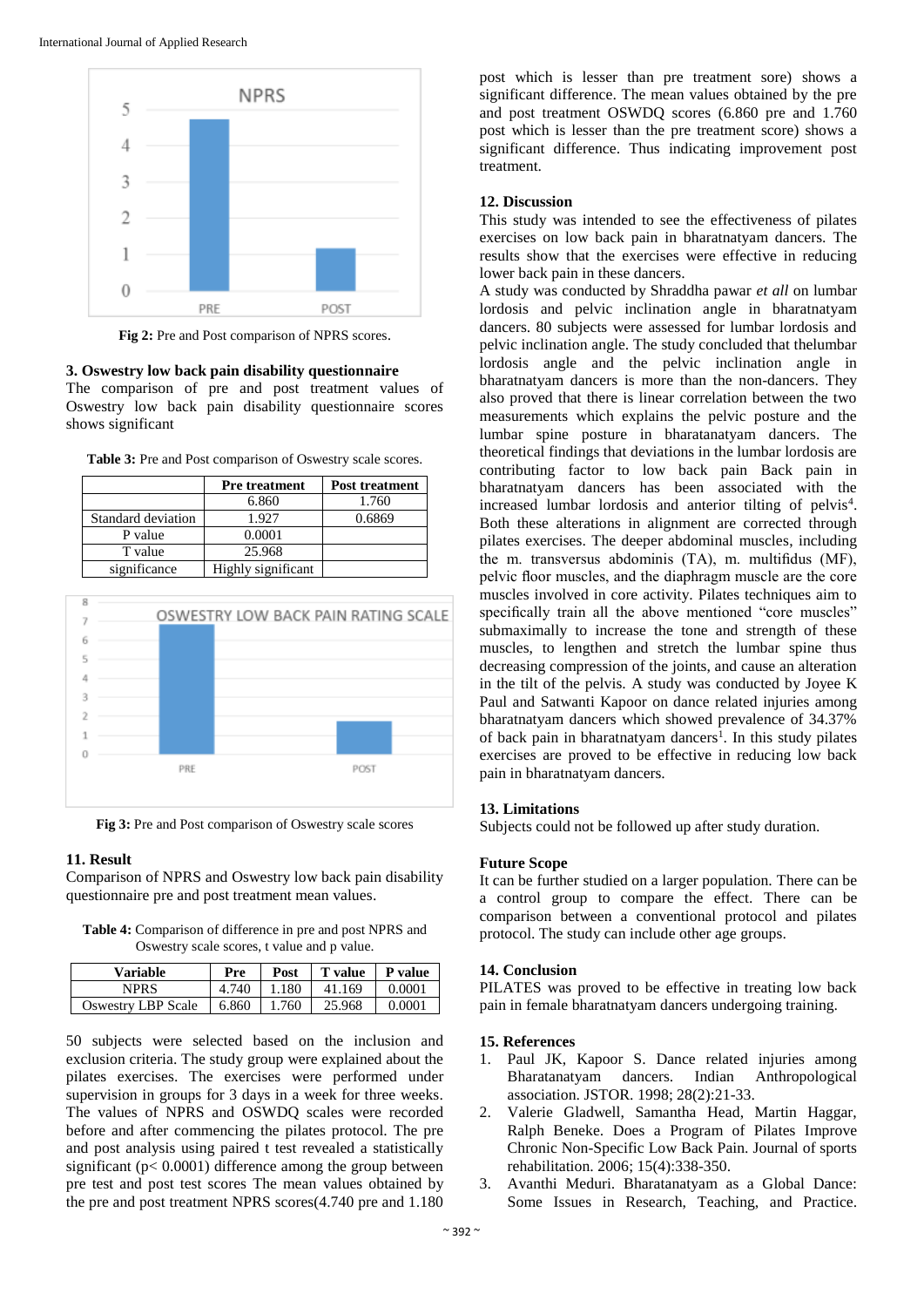Fig 2: Pre and Post comparison of NPRS scores.

### 3. Oswestry low back pain disability questionnaire

The comparison of pre and post treatment values of Oswestry low back pain disability questionnaire scores shows significant

**Table 3:** Pre and Post comparison of Oswestry scale scores.

| | Pre treatment | Post treatment |
|---|---|---|
| | 6.860 | 1.760 |
| Standard deviation | 1.927 | 0.6869 |
| P value | 0.0001 | |
| T value | 25.968 | |
| significance | Highly significant | |

Fig 3: Pre and Post comparison of Oswestry scale scores

## 11. Result

Comparison of NPRS and Oswestry low back pain disability questionnaire pre and post treatment mean values.

**Table 4:** Comparison of difference in pre and post NPRS and Oswestry scale scores, t value and p value.

| Variable | Pre | Post | T value | P value |
|---|---|---|---|---|
| NPRS | 4.740 | 1.180 | 41.169 | 0.0001 |
| Oswestry LBP Scale | 6.860 | 1.760 | 25.968 | 0.0001 |

50 subjects were selected based on the inclusion and exclusion criteria. The study group were explained about the pilates exercises. The exercises were performed under supervision in groups for 3 days in a week for three weeks. The values of NPRS and OSWDQ scales were recorded before and after commencing the pilates protocol. The pre and post analysis using paired t test revealed a statistically significant ($p < 0.0001$) difference among the group between pre test and post test scores The mean values obtained by the pre and post treatment NPRS scores(4.740 pre and 1.180 post which is lesser than pre treatment sore) shows a significant difference. The mean values obtained by the pre and post treatment OSWDQ scores (6.860 pre and 1.760 post which is lesser than the pre treatment score) shows a significant difference. Thus indicating improvement post treatment.

## 12. Discussion

This study was intended to see the effectiveness of pilates exercises on low back pain in bharatnatyam dancers. The results show that the exercises were effective in reducing lower back pain in these dancers.

A study was conducted by Shraddha pawar *et all* on lumbar lordosis and pelvic inclination angle in bharatnatyam dancers. 80 subjects were assessed for lumbar lordosis and pelvic inclination angle. The study concluded that thelumbar lordosis angle and the pelvic inclination angle in bharatnatyam dancers is more than the non-dancers. They also proved that there is linear correlation between the two measurements which explains the pelvic posture and the lumbar spine posture in bharatanatyam dancers. The theoretical findings that deviations in the lumbar lordosis are contributing factor to low back pain Back pain in bharatnatyam dancers has been associated with the increased lumbar lordosis and anterior tilting of pelvis[4]. Both these alterations in alignment are corrected through pilates exercises. The deeper abdominal muscles, including the m. transversus abdominis (TA), m. multifidus (MF), pelvic floor muscles, and the diaphragm muscle are the core muscles involved in core activity. Pilates techniques aim to specifically train all the above mentioned "core muscles" submaximally to increase the tone and strength of these muscles, to lengthen and stretch the lumbar spine thus decreasing compression of the joints, and cause an alteration in the tilt of the pelvis. A study was conducted by Joyee K Paul and Satwanti Kapoor on dance related injuries among bharatnatyam dancers which showed prevalence of 34.37% of back pain in bharatnatyam dancers[1]. In this study pilates exercises are proved to be effective in reducing low back pain in bharatnatyam dancers.

## 13. Limitations

Subjects could not be followed up after study duration.

## Future Scope

It can be further studied on a larger population. There can be a control group to compare the effect. There can be comparison between a conventional protocol and pilates protocol. The study can include other age groups.

## 14. Conclusion

PILATES was proved to be effective in treating low back pain in female bharatnatyam dancers undergoing training.

## 15. References

1. Paul JK, Kapoor S. Dance related injuries among Bharatanatyam dancers. Indian Anthropological association. JSTOR. 1998; 28(2):21-33.
2. Valerie Gladwell, Samantha Head, Martin Haggar, Ralph Beneke. Does a Program of Pilates Improve Chronic Non-Specific Low Back Pain. Journal of sports rehabilitation. 2006; 15(4):338-350.
3. Avanthi Meduri. Bharatanatyam as a Global Dance: Some Issues in Research, Teaching, and Practice.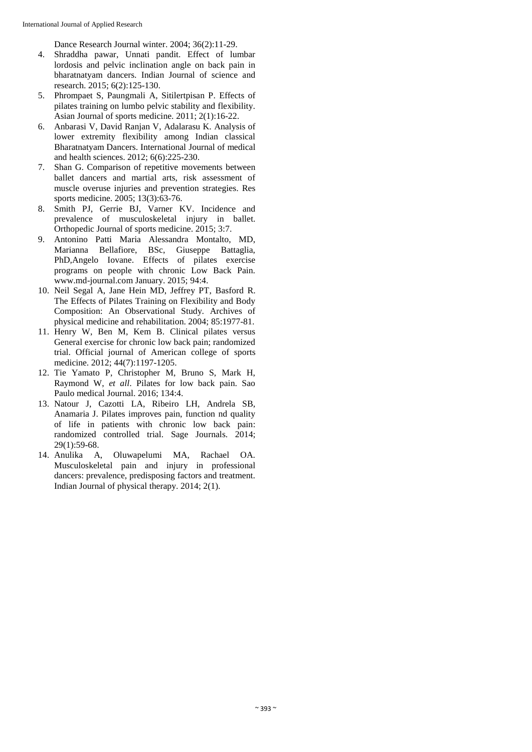Dance Research Journal winter. 2004; 36(2):11-29.

4. Shraddha pawar, Unnati pandit. Effect of lumbar lordosis and pelvic inclination angle on back pain in bharatnatyam dancers. Indian Journal of science and research. 2015; 6(2):125-130.
5. Phrompaet S, Paungmali A, Sitilertpisan P. Effects of pilates training on lumbo pelvic stability and flexibility. Asian Journal of sports medicine. 2011; 2(1):16-22.
6. Anbarasi V, David Ranjan V, Adalarasu K. Analysis of lower extremity flexibility among Indian classical Bharatnatyam Dancers. International Journal of medical and health sciences. 2012; 6(6):225-230.
7. Shan G. Comparison of repetitive movements between ballet dancers and martial arts, risk assessment of muscle overuse injuries and prevention strategies. Res sports medicine. 2005; 13(3):63-76.
8. Smith PJ, Gerrie BJ, Varner KV. Incidence and prevalence of musculoskeletal injury in ballet. Orthopedic Journal of sports medicine. 2015; 3:7.
9. Antonino Patti Maria Alessandra Montalto, MD, Marianna Bellafiore, BSc, Giuseppe Battaglia, PhD,Angelo Iovane. Effects of pilates exercise programs on people with chronic Low Back Pain. www.md-journal.com January. 2015; 94:4.
10. Neil Segal A, Jane Hein MD, Jeffrey PT, Basford R. The Effects of Pilates Training on Flexibility and Body Composition: An Observational Study. Archives of physical medicine and rehabilitation. 2004; 85:1977-81.
11. Henry W, Ben M, Kem B. Clinical pilates versus General exercise for chronic low back pain; randomized trial. Official journal of American college of sports medicine. 2012; 44(7):1197-1205.
12. Tie Yamato P, Christopher M, Bruno S, Mark H, Raymond W, *et all*. Pilates for low back pain. Sao Paulo medical Journal. 2016; 134:4.
13. Natour J, Cazotti LA, Ribeiro LH, Andrela SB, Anamaria J. Pilates improves pain, function nd quality of life in patients with chronic low back pain: randomized controlled trial. Sage Journals. 2014; 29(1):59-68.
14. Anulika A, Oluwapelumi MA, Rachael OA. Musculoskeletal pain and injury in professional dancers: prevalence, predisposing factors and treatment. Indian Journal of physical therapy. 2014; 2(1).